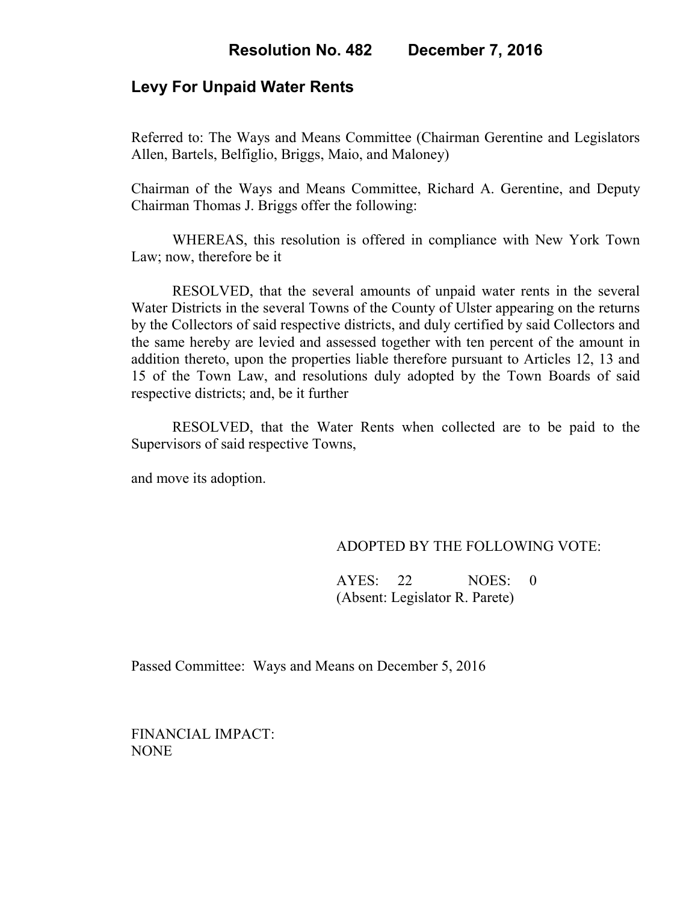# Resolution No. 482 December 7, 2016

## Levy For Unpaid Water Rents

Referred to: The Ways and Means Committee (Chairman Gerentine and Legislators Allen, Bartels, Belfiglio, Briggs, Maio, and Maloney)

Chairman of the Ways and Means Committee, Richard A. Gerentine, and Deputy Chairman Thomas J. Briggs offer the following:

WHEREAS, this resolution is offered in compliance with New York Town Law; now, therefore be it

RESOLVED, that the several amounts of unpaid water rents in the several Water Districts in the several Towns of the County of Ulster appearing on the returns by the Collectors of said respective districts, and duly certified by said Collectors and the same hereby are levied and assessed together with ten percent of the amount in addition thereto, upon the properties liable therefore pursuant to Articles 12, 13 and 15 of the Town Law, and resolutions duly adopted by the Town Boards of said respective districts; and, be it further

RESOLVED, that the Water Rents when collected are to be paid to the Supervisors of said respective Towns,

and move its adoption.

ADOPTED BY THE FOLLOWING VOTE:

AYES: 22 NOES: 0
(Absent: Legislator R. Parete)

Passed Committee: Ways and Means on December 5, 2016

FINANCIAL IMPACT:
NONE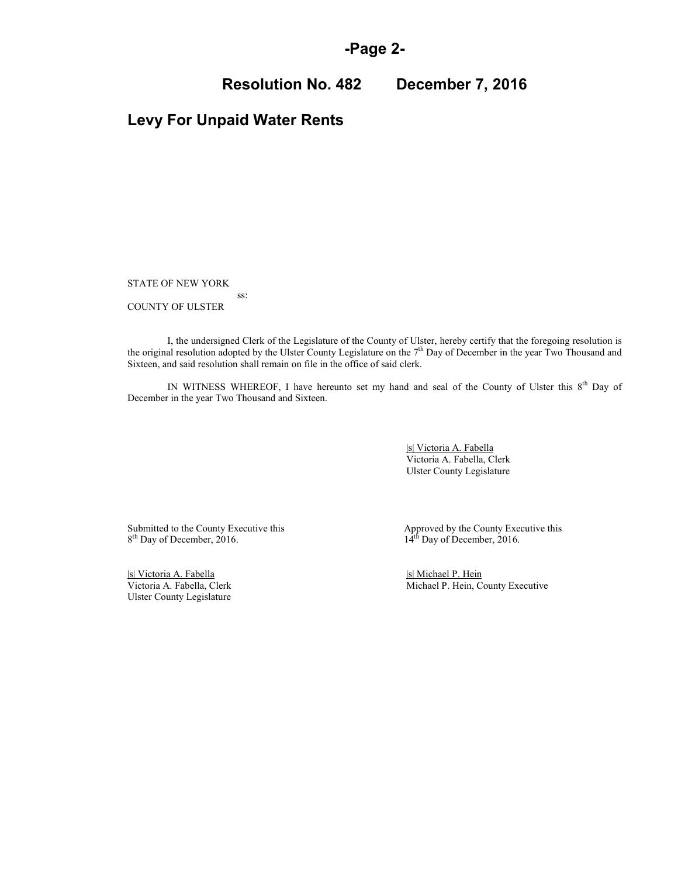-Page 2-

## Resolution No. 482 December 7, 2016

## Levy For Unpaid Water Rents

STATE OF NEW YORK
ss:
COUNTY OF ULSTER

I, the undersigned Clerk of the Legislature of the County of Ulster, hereby certify that the foregoing resolution is the original resolution adopted by the Ulster County Legislature on the 7th Day of December in the year Two Thousand and Sixteen, and said resolution shall remain on file in the office of said clerk.

IN WITNESS WHEREOF, I have hereunto set my hand and seal of the County of Ulster this 8th Day of December in the year Two Thousand and Sixteen.

|s| Victoria A. Fabella
Victoria A. Fabella, Clerk
Ulster County Legislature

Submitted to the County Executive this
8th Day of December, 2016.

|s| Victoria A. Fabella
Victoria A. Fabella, Clerk
Ulster County Legislature

Approved by the County Executive this
14th Day of December, 2016.

|s| Michael P. Hein
Michael P. Hein, County Executive